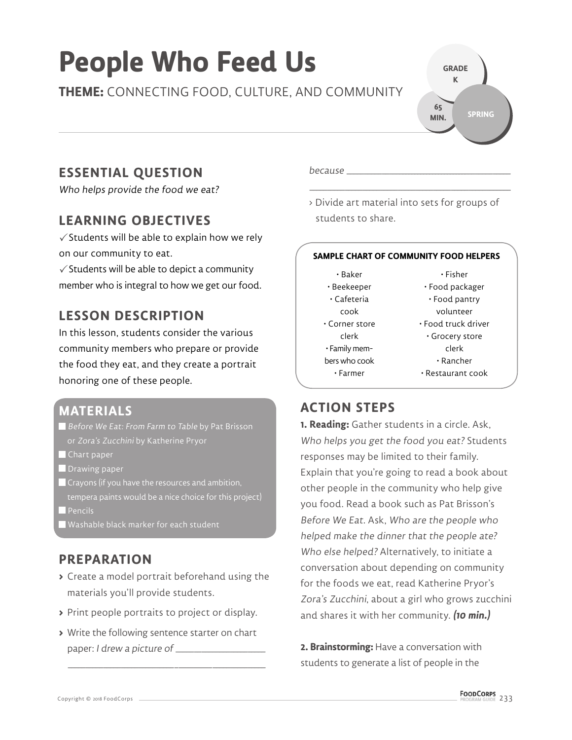# People Who Feed Us

**THEME:** CONNECTING FOOD, CULTURE, AND COMMUNITY

GRADE K

65 MIN.

SPRING

## ESSENTIAL QUESTION

*Who helps provide the food we eat?*

## LEARNING OBJECTIVES

✓ Students will be able to explain how we rely on our community to eat.

✓ Students will be able to depict a community member who is integral to how we get our food.

## LESSON DESCRIPTION

In this lesson, students consider the various community members who prepare or provide the food they eat, and they create a portrait honoring one of these people.

## MATERIALS

- *Before We Eat: From Farm to Table* by Pat Brisson or *Zora's Zucchini* by Katherine Pryor
- Chart paper
- Drawing paper
- Crayons (if you have the resources and ambition, tempera paints would be a nice choice for this project)
- Pencils
- Washable black marker for each student

## PREPARATION

- Create a model portrait beforehand using the materials you'll provide students.
- Print people portraits to project or display.
- Write the following sentence starter on chart paper: *I drew a picture of* ______________________ *because* ______________________
- Divide art material into sets for groups of students to share.

**SAMPLE CHART OF COMMUNITY FOOD HELPERS**

- Baker
- Beekeeper
- Cafeteria cook
- Corner store clerk
- Family members who cook
- Farmer
- Fisher
- Food packager
- Food pantry volunteer
- Food truck driver
- Grocery store clerk
- Rancher
- Restaurant cook

## ACTION STEPS

**1. Reading:** Gather students in a circle. Ask, *Who helps you get the food you eat?* Students responses may be limited to their family. Explain that you're going to read a book about other people in the community who help give you food. Read a book such as Pat Brisson's *Before We Eat*. Ask, *Who are the people who helped make the dinner that the people ate? Who else helped?* Alternatively, to initiate a conversation about depending on community for the foods we eat, read Katherine Pryor's *Zora's Zucchini*, about a girl who grows zucchini and shares it with her community. ***(10 min.)***

**2. Brainstorming:** Have a conversation with students to generate a list of people in the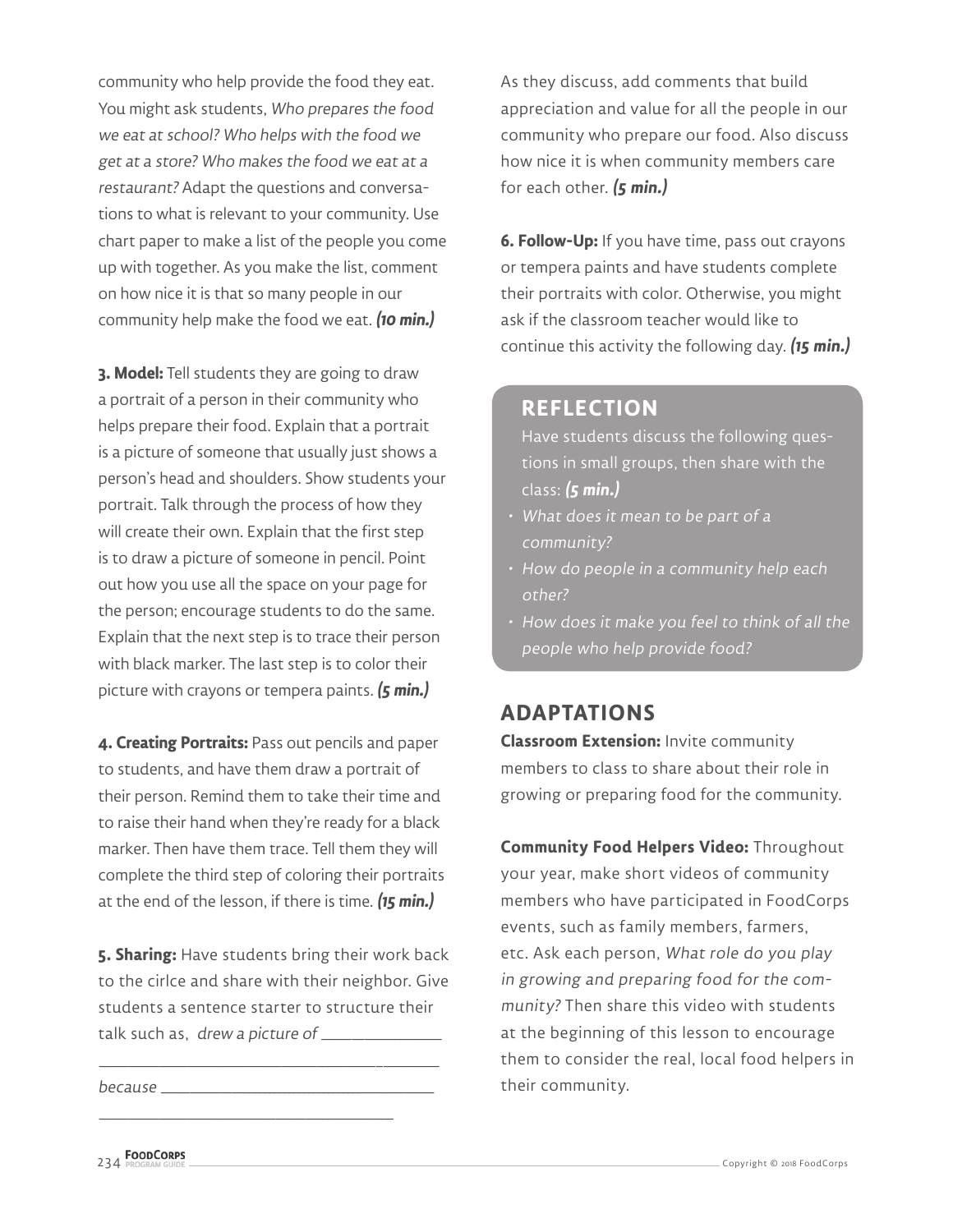community who help provide the food they eat. You might ask students, *Who prepares the food we eat at school? Who helps with the food we get at a store? Who makes the food we eat at a restaurant?* Adapt the questions and conversations to what is relevant to your community. Use chart paper to make a list of the people you come up with together. As you make the list, comment on how nice it is that so many people in our community help make the food we eat. ***(10 min.)***

**3. Model:** Tell students they are going to draw a portrait of a person in their community who helps prepare their food. Explain that a portrait is a picture of someone that usually just shows a person's head and shoulders. Show students your portrait. Talk through the process of how they will create their own. Explain that the first step is to draw a picture of someone in pencil. Point out how you use all the space on your page for the person; encourage students to do the same. Explain that the next step is to trace their person with black marker. The last step is to color their picture with crayons or tempera paints. ***(5 min.)***

**4. Creating Portraits:** Pass out pencils and paper to students, and have them draw a portrait of their person. Remind them to take their time and to raise their hand when they're ready for a black marker. Then have them trace. Tell them they will complete the third step of coloring their portraits at the end of the lesson, if there is time. ***(15 min.)***

**5. Sharing:** Have students bring their work back to the cirlce and share with their neighbor. Give students a sentence starter to structure their talk such as, *drew a picture of* ______________ ________________________________________ *because* ________________________________ ___________________________________

As they discuss, add comments that build appreciation and value for all the people in our community who prepare our food. Also discuss how nice it is when community members care for each other. ***(5 min.)***

**6. Follow-Up:** If you have time, pass out crayons or tempera paints and have students complete their portraits with color. Otherwise, you might ask if the classroom teacher would like to continue this activity the following day. ***(15 min.)***

## REFLECTION

Have students discuss the following questions in small groups, then share with the class: ***(5 min.)***

- *What does it mean to be part of a community?*
- *How do people in a community help each other?*
- *How does it make you feel to think of all the people who help provide food?*

## ADAPTATIONS

**Classroom Extension:** Invite community members to class to share about their role in growing or preparing food for the community.

**Community Food Helpers Video:** Throughout your year, make short videos of community members who have participated in FoodCorps events, such as family members, farmers, etc. Ask each person, *What role do you play in growing and preparing food for the community?* Then share this video with students at the beginning of this lesson to encourage them to consider the real, local food helpers in their community.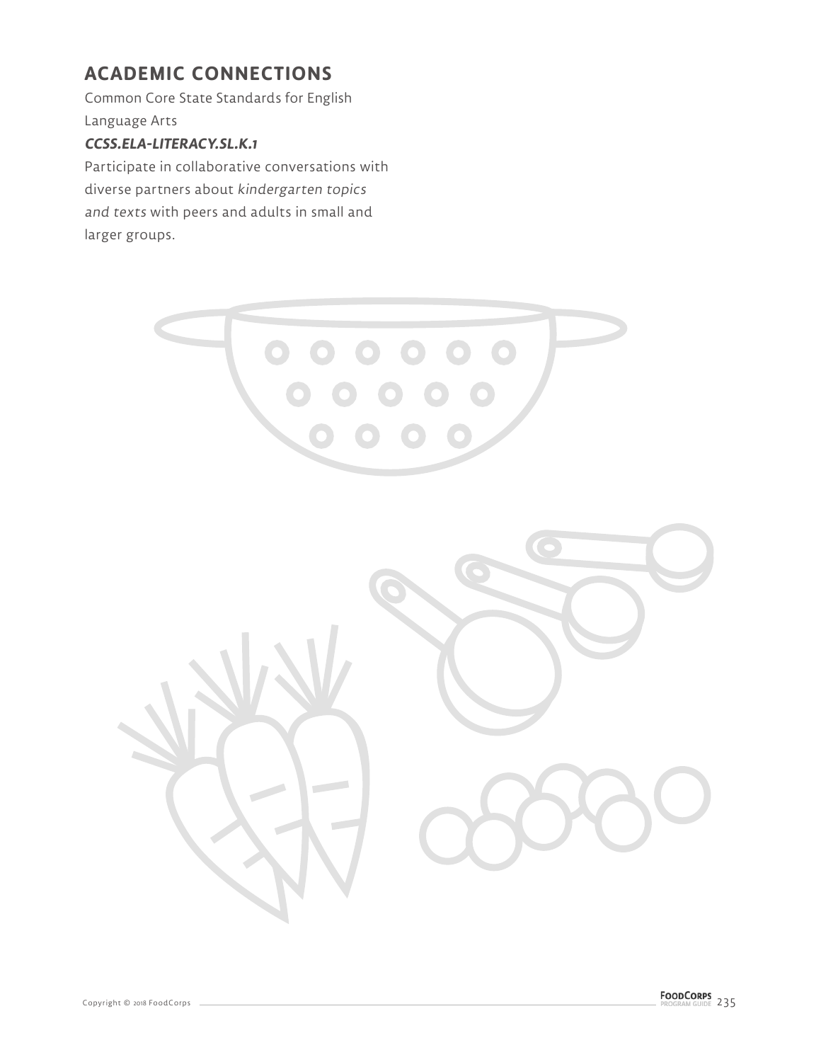## ACADEMIC CONNECTIONS

Common Core State Standards for English Language Arts

***CCSS.ELA-LITERACY.SL.K.1***

Participate in collaborative conversations with diverse partners about *kindergarten topics and texts* with peers and adults in small and larger groups.